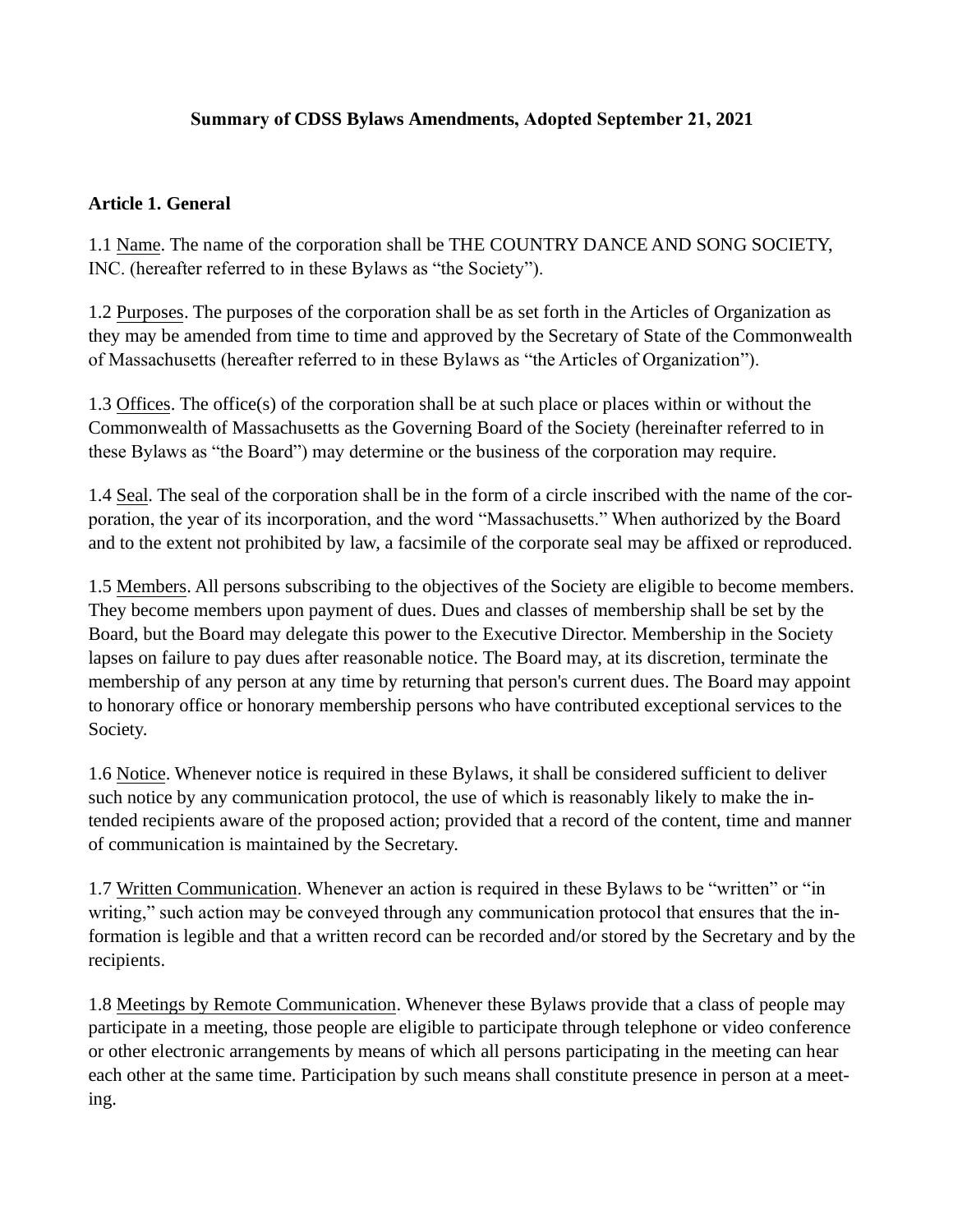**Summary of CDSS Bylaws Amendments, Adopted September 21, 2021**

**Article 1. General**

1.1 Name. The name of the corporation shall be THE COUNTRY DANCE AND SONG SOCIETY, INC. (hereafter referred to in these Bylaws as "the Society").

1.2 Purposes. The purposes of the corporation shall be as set forth in the Articles of Organization as they may be amended from time to time and approved by the Secretary of State of the Commonwealth of Massachusetts (hereafter referred to in these Bylaws as "the Articles of Organization").

1.3 Offices. The office(s) of the corporation shall be at such place or places within or without the Commonwealth of Massachusetts as the Governing Board of the Society (hereinafter referred to in these Bylaws as "the Board") may determine or the business of the corporation may require.

1.4 Seal. The seal of the corporation shall be in the form of a circle inscribed with the name of the corporation, the year of its incorporation, and the word "Massachusetts." When authorized by the Board and to the extent not prohibited by law, a facsimile of the corporate seal may be affixed or reproduced.

1.5 Members. All persons subscribing to the objectives of the Society are eligible to become members. They become members upon payment of dues. Dues and classes of membership shall be set by the Board, but the Board may delegate this power to the Executive Director. Membership in the Society lapses on failure to pay dues after reasonable notice. The Board may, at its discretion, terminate the membership of any person at any time by returning that person's current dues. The Board may appoint to honorary office or honorary membership persons who have contributed exceptional services to the Society.

1.6 Notice. Whenever notice is required in these Bylaws, it shall be considered sufficient to deliver such notice by any communication protocol, the use of which is reasonably likely to make the intended recipients aware of the proposed action; provided that a record of the content, time and manner of communication is maintained by the Secretary.

1.7 Written Communication. Whenever an action is required in these Bylaws to be "written" or "in writing," such action may be conveyed through any communication protocol that ensures that the information is legible and that a written record can be recorded and/or stored by the Secretary and by the recipients.

1.8 Meetings by Remote Communication. Whenever these Bylaws provide that a class of people may participate in a meeting, those people are eligible to participate through telephone or video conference or other electronic arrangements by means of which all persons participating in the meeting can hear each other at the same time. Participation by such means shall constitute presence in person at a meeting.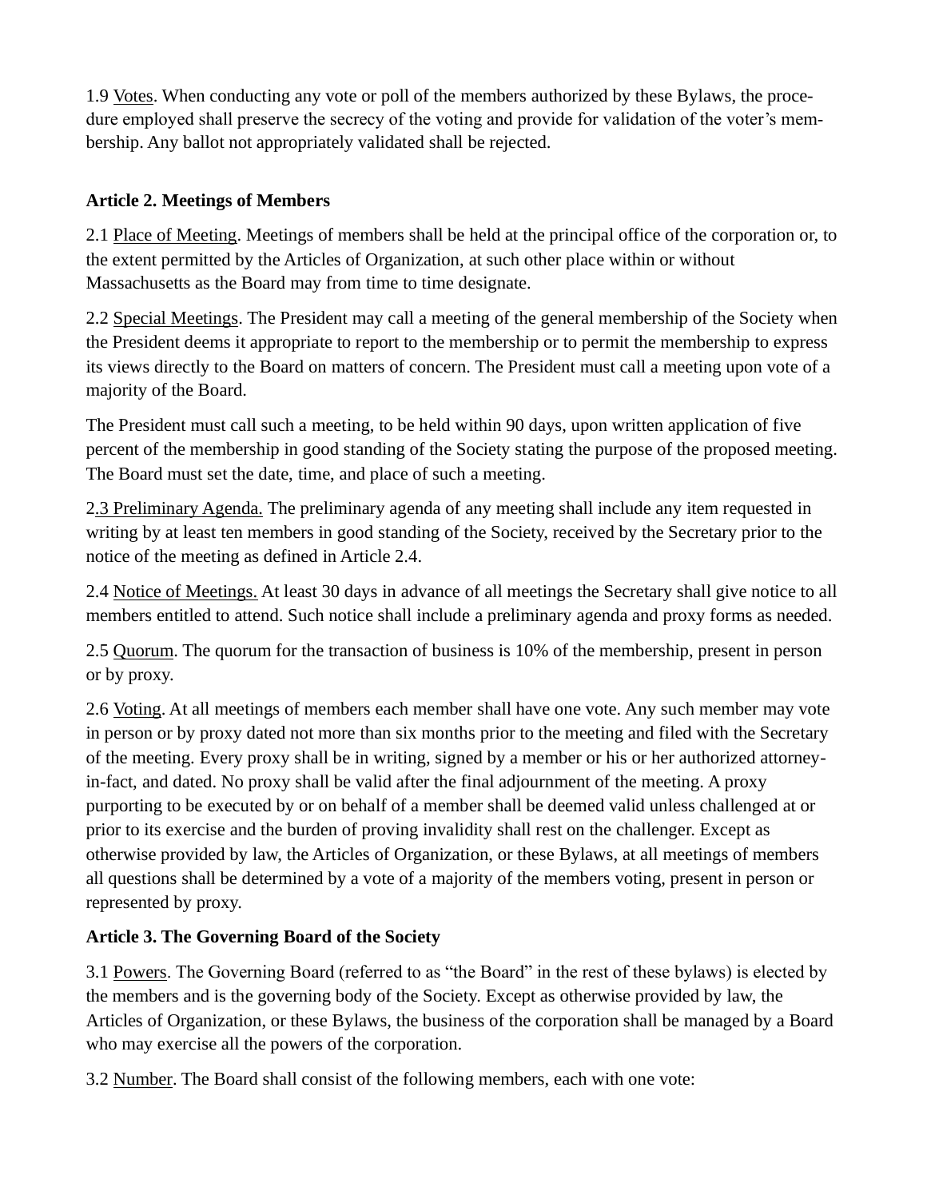1.9 Votes. When conducting any vote or poll of the members authorized by these Bylaws, the procedure employed shall preserve the secrecy of the voting and provide for validation of the voter's membership. Any ballot not appropriately validated shall be rejected.

**Article 2. Meetings of Members**

2.1 Place of Meeting. Meetings of members shall be held at the principal office of the corporation or, to the extent permitted by the Articles of Organization, at such other place within or without Massachusetts as the Board may from time to time designate.

2.2 Special Meetings. The President may call a meeting of the general membership of the Society when the President deems it appropriate to report to the membership or to permit the membership to express its views directly to the Board on matters of concern. The President must call a meeting upon vote of a majority of the Board.

The President must call such a meeting, to be held within 90 days, upon written application of five percent of the membership in good standing of the Society stating the purpose of the proposed meeting. The Board must set the date, time, and place of such a meeting.

2.3 Preliminary Agenda. The preliminary agenda of any meeting shall include any item requested in writing by at least ten members in good standing of the Society, received by the Secretary prior to the notice of the meeting as defined in Article 2.4.

2.4 Notice of Meetings. At least 30 days in advance of all meetings the Secretary shall give notice to all members entitled to attend. Such notice shall include a preliminary agenda and proxy forms as needed.

2.5 Quorum. The quorum for the transaction of business is 10% of the membership, present in person or by proxy.

2.6 Voting. At all meetings of members each member shall have one vote. Any such member may vote in person or by proxy dated not more than six months prior to the meeting and filed with the Secretary of the meeting. Every proxy shall be in writing, signed by a member or his or her authorized attorney-in-fact, and dated. No proxy shall be valid after the final adjournment of the meeting. A proxy purporting to be executed by or on behalf of a member shall be deemed valid unless challenged at or prior to its exercise and the burden of proving invalidity shall rest on the challenger. Except as otherwise provided by law, the Articles of Organization, or these Bylaws, at all meetings of members all questions shall be determined by a vote of a majority of the members voting, present in person or represented by proxy.

**Article 3. The Governing Board of the Society**

3.1 Powers. The Governing Board (referred to as "the Board" in the rest of these bylaws) is elected by the members and is the governing body of the Society. Except as otherwise provided by law, the Articles of Organization, or these Bylaws, the business of the corporation shall be managed by a Board who may exercise all the powers of the corporation.

3.2 Number. The Board shall consist of the following members, each with one vote: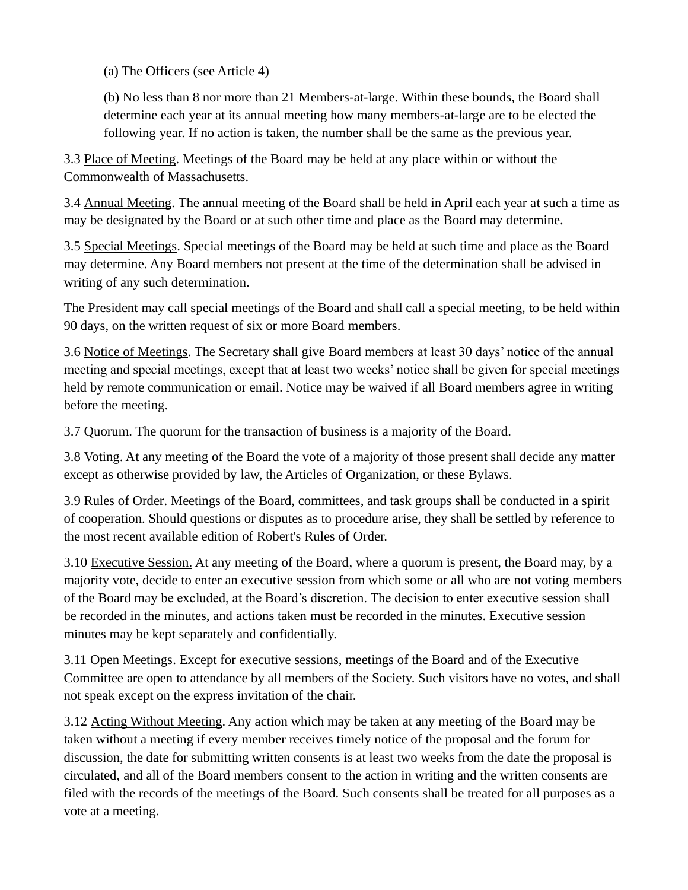(a) The Officers (see Article 4)

(b) No less than 8 nor more than 21 Members-at-large. Within these bounds, the Board shall determine each year at its annual meeting how many members-at-large are to be elected the following year. If no action is taken, the number shall be the same as the previous year.

3.3 Place of Meeting. Meetings of the Board may be held at any place within or without the Commonwealth of Massachusetts.

3.4 Annual Meeting. The annual meeting of the Board shall be held in April each year at such a time as may be designated by the Board or at such other time and place as the Board may determine.

3.5 Special Meetings. Special meetings of the Board may be held at such time and place as the Board may determine. Any Board members not present at the time of the determination shall be advised in writing of any such determination.

The President may call special meetings of the Board and shall call a special meeting, to be held within 90 days, on the written request of six or more Board members.

3.6 Notice of Meetings. The Secretary shall give Board members at least 30 days' notice of the annual meeting and special meetings, except that at least two weeks' notice shall be given for special meetings held by remote communication or email. Notice may be waived if all Board members agree in writing before the meeting.

3.7 Quorum. The quorum for the transaction of business is a majority of the Board.

3.8 Voting. At any meeting of the Board the vote of a majority of those present shall decide any matter except as otherwise provided by law, the Articles of Organization, or these Bylaws.

3.9 Rules of Order. Meetings of the Board, committees, and task groups shall be conducted in a spirit of cooperation. Should questions or disputes as to procedure arise, they shall be settled by reference to the most recent available edition of Robert's Rules of Order.

3.10 Executive Session. At any meeting of the Board, where a quorum is present, the Board may, by a majority vote, decide to enter an executive session from which some or all who are not voting members of the Board may be excluded, at the Board's discretion. The decision to enter executive session shall be recorded in the minutes, and actions taken must be recorded in the minutes. Executive session minutes may be kept separately and confidentially.

3.11 Open Meetings. Except for executive sessions, meetings of the Board and of the Executive Committee are open to attendance by all members of the Society. Such visitors have no votes, and shall not speak except on the express invitation of the chair.

3.12 Acting Without Meeting. Any action which may be taken at any meeting of the Board may be taken without a meeting if every member receives timely notice of the proposal and the forum for discussion, the date for submitting written consents is at least two weeks from the date the proposal is circulated, and all of the Board members consent to the action in writing and the written consents are filed with the records of the meetings of the Board. Such consents shall be treated for all purposes as a vote at a meeting.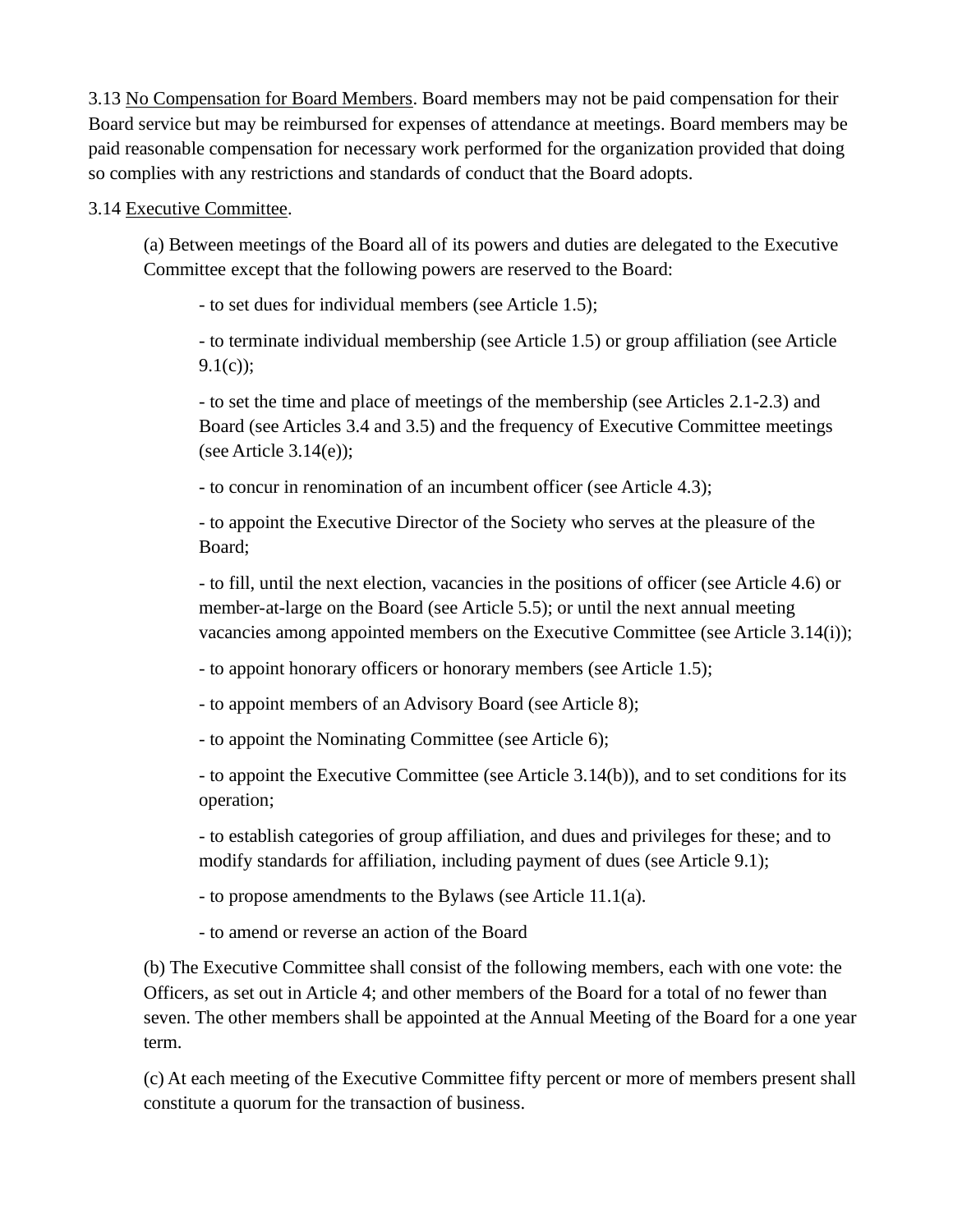3.13 No Compensation for Board Members. Board members may not be paid compensation for their Board service but may be reimbursed for expenses of attendance at meetings. Board members may be paid reasonable compensation for necessary work performed for the organization provided that doing so complies with any restrictions and standards of conduct that the Board adopts.

3.14 Executive Committee.

(a) Between meetings of the Board all of its powers and duties are delegated to the Executive Committee except that the following powers are reserved to the Board:

- to set dues for individual members (see Article 1.5);

- to terminate individual membership (see Article 1.5) or group affiliation (see Article 9.1(c));

- to set the time and place of meetings of the membership (see Articles 2.1-2.3) and Board (see Articles 3.4 and 3.5) and the frequency of Executive Committee meetings (see Article 3.14(e));

- to concur in renomination of an incumbent officer (see Article 4.3);

- to appoint the Executive Director of the Society who serves at the pleasure of the Board;

- to fill, until the next election, vacancies in the positions of officer (see Article 4.6) or member-at-large on the Board (see Article 5.5); or until the next annual meeting vacancies among appointed members on the Executive Committee (see Article 3.14(i));

- to appoint honorary officers or honorary members (see Article 1.5);

- to appoint members of an Advisory Board (see Article 8);

- to appoint the Nominating Committee (see Article 6);

- to appoint the Executive Committee (see Article 3.14(b)), and to set conditions for its operation;

- to establish categories of group affiliation, and dues and privileges for these; and to modify standards for affiliation, including payment of dues (see Article 9.1);

- to propose amendments to the Bylaws (see Article 11.1(a).

- to amend or reverse an action of the Board

(b) The Executive Committee shall consist of the following members, each with one vote: the Officers, as set out in Article 4; and other members of the Board for a total of no fewer than seven. The other members shall be appointed at the Annual Meeting of the Board for a one year term.

(c) At each meeting of the Executive Committee fifty percent or more of members present shall constitute a quorum for the transaction of business.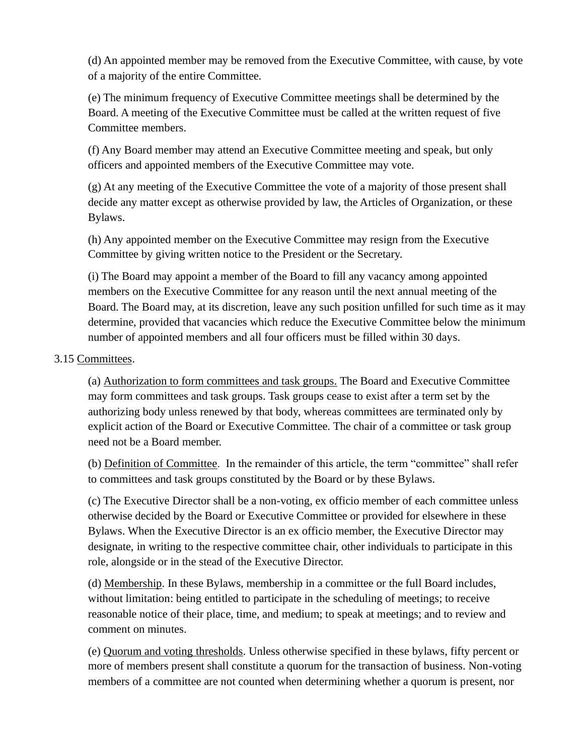(d) An appointed member may be removed from the Executive Committee, with cause, by vote of a majority of the entire Committee.

(e) The minimum frequency of Executive Committee meetings shall be determined by the Board. A meeting of the Executive Committee must be called at the written request of five Committee members.

(f) Any Board member may attend an Executive Committee meeting and speak, but only officers and appointed members of the Executive Committee may vote.

(g) At any meeting of the Executive Committee the vote of a majority of those present shall decide any matter except as otherwise provided by law, the Articles of Organization, or these Bylaws.

(h) Any appointed member on the Executive Committee may resign from the Executive Committee by giving written notice to the President or the Secretary.

(i) The Board may appoint a member of the Board to fill any vacancy among appointed members on the Executive Committee for any reason until the next annual meeting of the Board. The Board may, at its discretion, leave any such position unfilled for such time as it may determine, provided that vacancies which reduce the Executive Committee below the minimum number of appointed members and all four officers must be filled within 30 days.

3.15 Committees.

(a) Authorization to form committees and task groups. The Board and Executive Committee may form committees and task groups. Task groups cease to exist after a term set by the authorizing body unless renewed by that body, whereas committees are terminated only by explicit action of the Board or Executive Committee. The chair of a committee or task group need not be a Board member.

(b) Definition of Committee. In the remainder of this article, the term "committee" shall refer to committees and task groups constituted by the Board or by these Bylaws.

(c) The Executive Director shall be a non-voting, ex officio member of each committee unless otherwise decided by the Board or Executive Committee or provided for elsewhere in these Bylaws. When the Executive Director is an ex officio member, the Executive Director may designate, in writing to the respective committee chair, other individuals to participate in this role, alongside or in the stead of the Executive Director.

(d) Membership. In these Bylaws, membership in a committee or the full Board includes, without limitation: being entitled to participate in the scheduling of meetings; to receive reasonable notice of their place, time, and medium; to speak at meetings; and to review and comment on minutes.

(e) Quorum and voting thresholds. Unless otherwise specified in these bylaws, fifty percent or more of members present shall constitute a quorum for the transaction of business. Non-voting members of a committee are not counted when determining whether a quorum is present, nor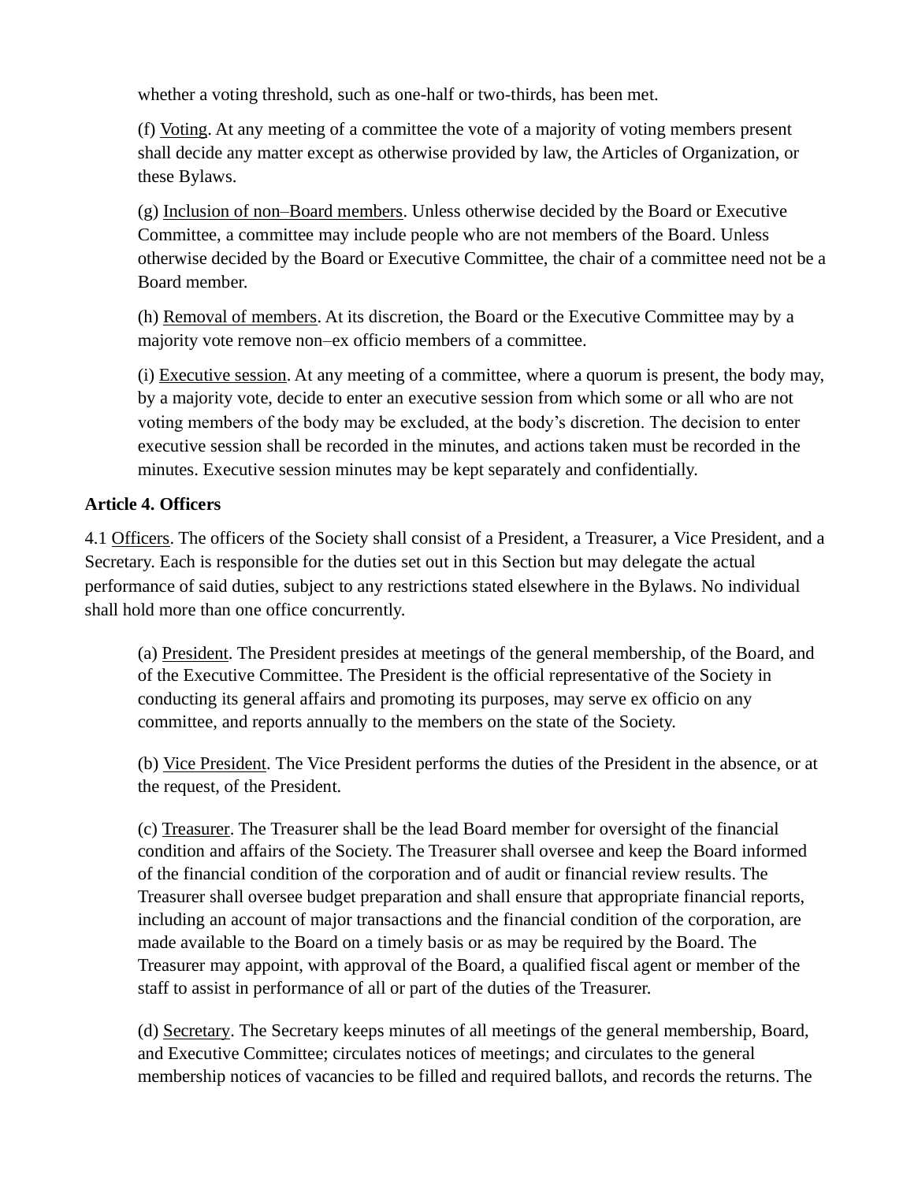whether a voting threshold, such as one-half or two-thirds, has been met.

(f) Voting. At any meeting of a committee the vote of a majority of voting members present shall decide any matter except as otherwise provided by law, the Articles of Organization, or these Bylaws.

(g) Inclusion of non–Board members. Unless otherwise decided by the Board or Executive Committee, a committee may include people who are not members of the Board. Unless otherwise decided by the Board or Executive Committee, the chair of a committee need not be a Board member.

(h) Removal of members. At its discretion, the Board or the Executive Committee may by a majority vote remove non–ex officio members of a committee.

(i) Executive session. At any meeting of a committee, where a quorum is present, the body may, by a majority vote, decide to enter an executive session from which some or all who are not voting members of the body may be excluded, at the body's discretion. The decision to enter executive session shall be recorded in the minutes, and actions taken must be recorded in the minutes. Executive session minutes may be kept separately and confidentially.

**Article 4. Officers**

4.1 Officers. The officers of the Society shall consist of a President, a Treasurer, a Vice President, and a Secretary. Each is responsible for the duties set out in this Section but may delegate the actual performance of said duties, subject to any restrictions stated elsewhere in the Bylaws. No individual shall hold more than one office concurrently.

(a) President. The President presides at meetings of the general membership, of the Board, and of the Executive Committee. The President is the official representative of the Society in conducting its general affairs and promoting its purposes, may serve ex officio on any committee, and reports annually to the members on the state of the Society.

(b) Vice President. The Vice President performs the duties of the President in the absence, or at the request, of the President.

(c) Treasurer. The Treasurer shall be the lead Board member for oversight of the financial condition and affairs of the Society. The Treasurer shall oversee and keep the Board informed of the financial condition of the corporation and of audit or financial review results. The Treasurer shall oversee budget preparation and shall ensure that appropriate financial reports, including an account of major transactions and the financial condition of the corporation, are made available to the Board on a timely basis or as may be required by the Board. The Treasurer may appoint, with approval of the Board, a qualified fiscal agent or member of the staff to assist in performance of all or part of the duties of the Treasurer.

(d) Secretary. The Secretary keeps minutes of all meetings of the general membership, Board, and Executive Committee; circulates notices of meetings; and circulates to the general membership notices of vacancies to be filled and required ballots, and records the returns. The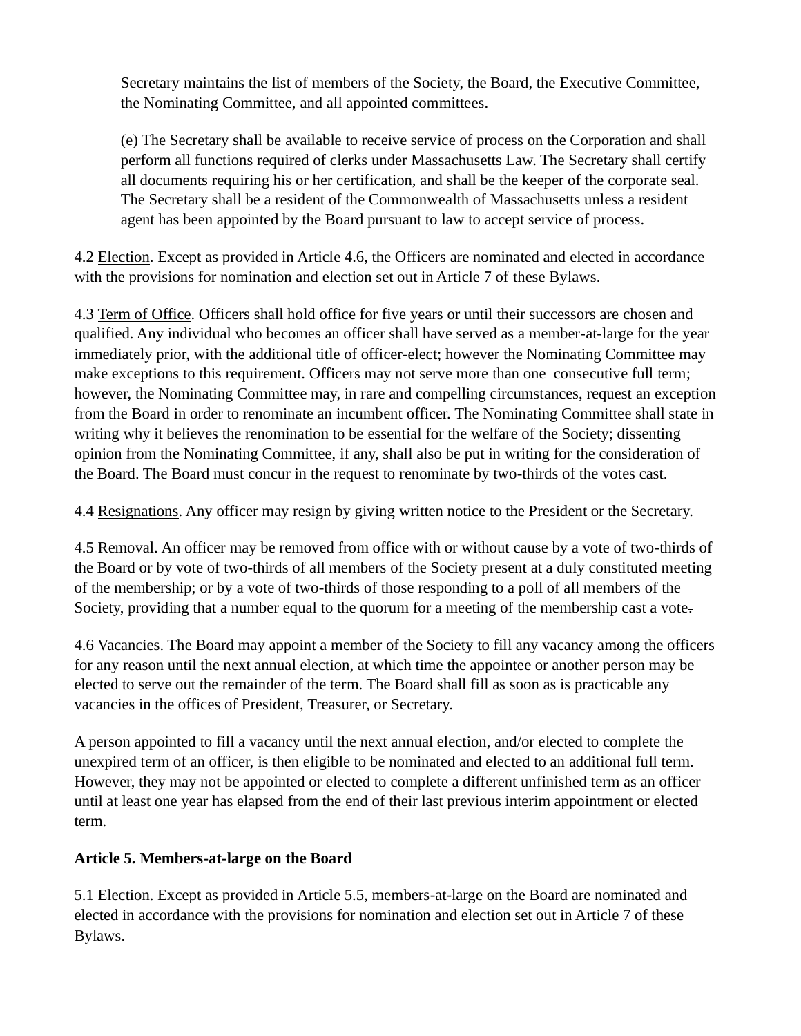Secretary maintains the list of members of the Society, the Board, the Executive Committee, the Nominating Committee, and all appointed committees.

(e) The Secretary shall be available to receive service of process on the Corporation and shall perform all functions required of clerks under Massachusetts Law. The Secretary shall certify all documents requiring his or her certification, and shall be the keeper of the corporate seal. The Secretary shall be a resident of the Commonwealth of Massachusetts unless a resident agent has been appointed by the Board pursuant to law to accept service of process.

4.2 Election. Except as provided in Article 4.6, the Officers are nominated and elected in accordance with the provisions for nomination and election set out in Article 7 of these Bylaws.

4.3 Term of Office. Officers shall hold office for five years or until their successors are chosen and qualified. Any individual who becomes an officer shall have served as a member-at-large for the year immediately prior, with the additional title of officer-elect; however the Nominating Committee may make exceptions to this requirement. Officers may not serve more than one consecutive full term; however, the Nominating Committee may, in rare and compelling circumstances, request an exception from the Board in order to renominate an incumbent officer. The Nominating Committee shall state in writing why it believes the renomination to be essential for the welfare of the Society; dissenting opinion from the Nominating Committee, if any, shall also be put in writing for the consideration of the Board. The Board must concur in the request to renominate by two-thirds of the votes cast.

4.4 Resignations. Any officer may resign by giving written notice to the President or the Secretary.

4.5 Removal. An officer may be removed from office with or without cause by a vote of two-thirds of the Board or by vote of two-thirds of all members of the Society present at a duly constituted meeting of the membership; or by a vote of two-thirds of those responding to a poll of all members of the Society, providing that a number equal to the quorum for a meeting of the membership cast a vote.

4.6 Vacancies. The Board may appoint a member of the Society to fill any vacancy among the officers for any reason until the next annual election, at which time the appointee or another person may be elected to serve out the remainder of the term. The Board shall fill as soon as is practicable any vacancies in the offices of President, Treasurer, or Secretary.

A person appointed to fill a vacancy until the next annual election, and/or elected to complete the unexpired term of an officer, is then eligible to be nominated and elected to an additional full term. However, they may not be appointed or elected to complete a different unfinished term as an officer until at least one year has elapsed from the end of their last previous interim appointment or elected term.

## Article 5. Members-at-large on the Board

5.1 Election. Except as provided in Article 5.5, members-at-large on the Board are nominated and elected in accordance with the provisions for nomination and election set out in Article 7 of these Bylaws.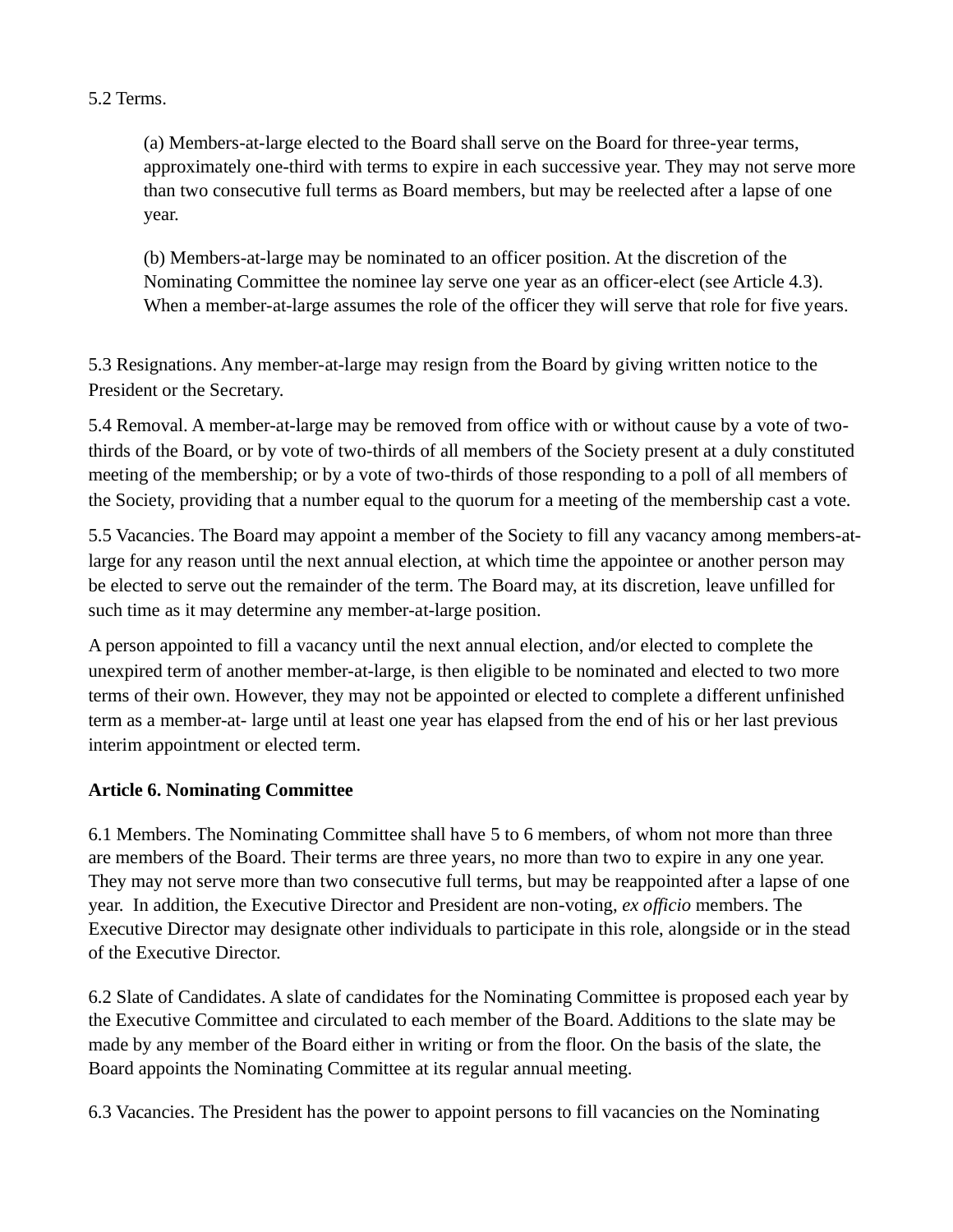5.2 Terms.

(a) Members-at-large elected to the Board shall serve on the Board for three-year terms, approximately one-third with terms to expire in each successive year. They may not serve more than two consecutive full terms as Board members, but may be reelected after a lapse of one year.

(b) Members-at-large may be nominated to an officer position. At the discretion of the Nominating Committee the nominee lay serve one year as an officer-elect (see Article 4.3). When a member-at-large assumes the role of the officer they will serve that role for five years.

5.3 Resignations. Any member-at-large may resign from the Board by giving written notice to the President or the Secretary.

5.4 Removal. A member-at-large may be removed from office with or without cause by a vote of two-thirds of the Board, or by vote of two-thirds of all members of the Society present at a duly constituted meeting of the membership; or by a vote of two-thirds of those responding to a poll of all members of the Society, providing that a number equal to the quorum for a meeting of the membership cast a vote.

5.5 Vacancies. The Board may appoint a member of the Society to fill any vacancy among members-at-large for any reason until the next annual election, at which time the appointee or another person may be elected to serve out the remainder of the term. The Board may, at its discretion, leave unfilled for such time as it may determine any member-at-large position.

A person appointed to fill a vacancy until the next annual election, and/or elected to complete the unexpired term of another member-at-large, is then eligible to be nominated and elected to two more terms of their own. However, they may not be appointed or elected to complete a different unfinished term as a member-at- large until at least one year has elapsed from the end of his or her last previous interim appointment or elected term.

**Article 6. Nominating Committee**

6.1 Members. The Nominating Committee shall have 5 to 6 members, of whom not more than three are members of the Board. Their terms are three years, no more than two to expire in any one year. They may not serve more than two consecutive full terms, but may be reappointed after a lapse of one year. In addition, the Executive Director and President are non-voting, *ex officio* members. The Executive Director may designate other individuals to participate in this role, alongside or in the stead of the Executive Director.

6.2 Slate of Candidates. A slate of candidates for the Nominating Committee is proposed each year by the Executive Committee and circulated to each member of the Board. Additions to the slate may be made by any member of the Board either in writing or from the floor. On the basis of the slate, the Board appoints the Nominating Committee at its regular annual meeting.

6.3 Vacancies. The President has the power to appoint persons to fill vacancies on the Nominating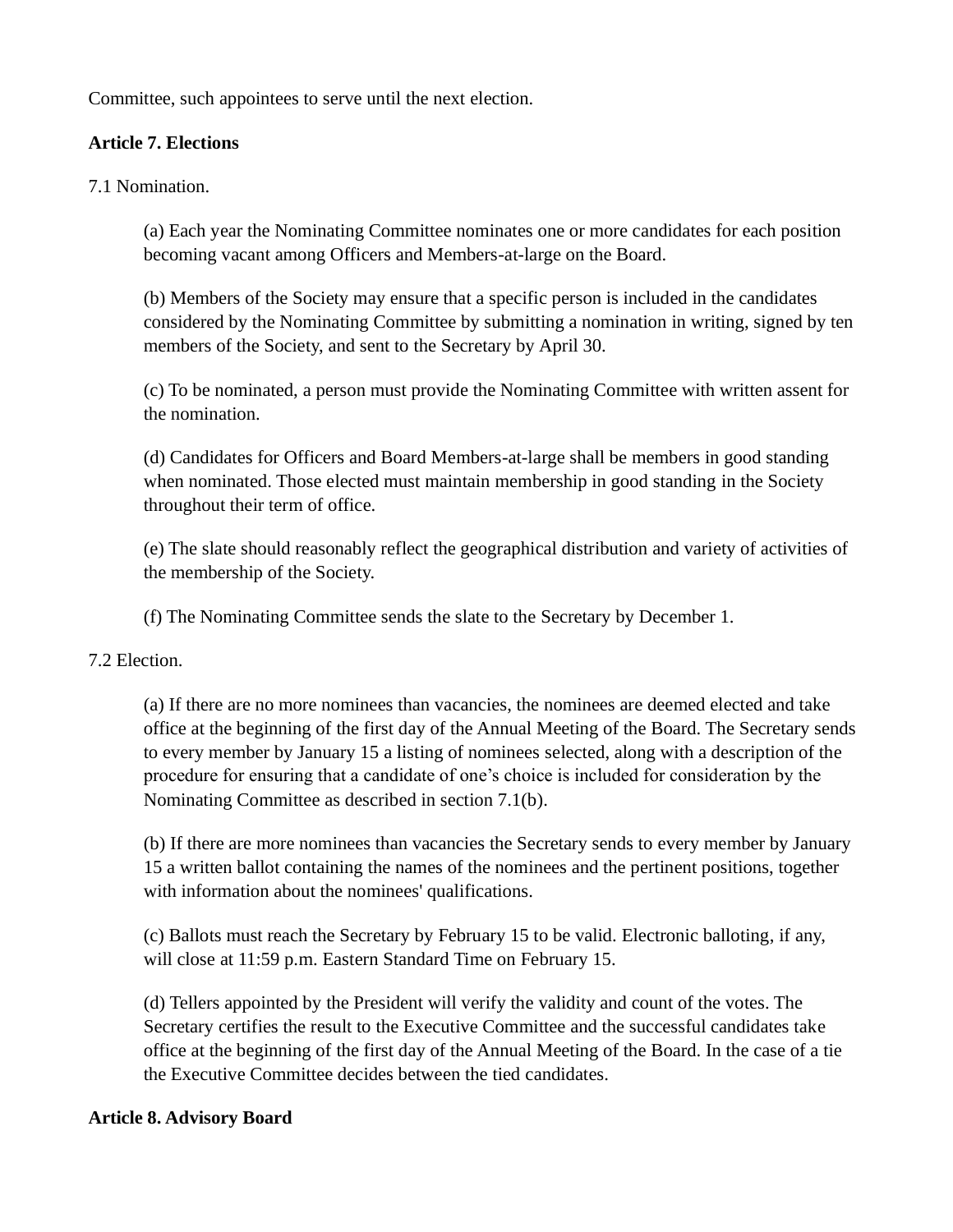Committee, such appointees to serve until the next election.

**Article 7. Elections**

7.1 Nomination.

(a) Each year the Nominating Committee nominates one or more candidates for each position becoming vacant among Officers and Members-at-large on the Board.

(b) Members of the Society may ensure that a specific person is included in the candidates considered by the Nominating Committee by submitting a nomination in writing, signed by ten members of the Society, and sent to the Secretary by April 30.

(c) To be nominated, a person must provide the Nominating Committee with written assent for the nomination.

(d) Candidates for Officers and Board Members-at-large shall be members in good standing when nominated. Those elected must maintain membership in good standing in the Society throughout their term of office.

(e) The slate should reasonably reflect the geographical distribution and variety of activities of the membership of the Society.

(f) The Nominating Committee sends the slate to the Secretary by December 1.

7.2 Election.

(a) If there are no more nominees than vacancies, the nominees are deemed elected and take office at the beginning of the first day of the Annual Meeting of the Board. The Secretary sends to every member by January 15 a listing of nominees selected, along with a description of the procedure for ensuring that a candidate of one's choice is included for consideration by the Nominating Committee as described in section 7.1(b).

(b) If there are more nominees than vacancies the Secretary sends to every member by January 15 a written ballot containing the names of the nominees and the pertinent positions, together with information about the nominees' qualifications.

(c) Ballots must reach the Secretary by February 15 to be valid. Electronic balloting, if any, will close at 11:59 p.m. Eastern Standard Time on February 15.

(d) Tellers appointed by the President will verify the validity and count of the votes. The Secretary certifies the result to the Executive Committee and the successful candidates take office at the beginning of the first day of the Annual Meeting of the Board. In the case of a tie the Executive Committee decides between the tied candidates.

**Article 8. Advisory Board**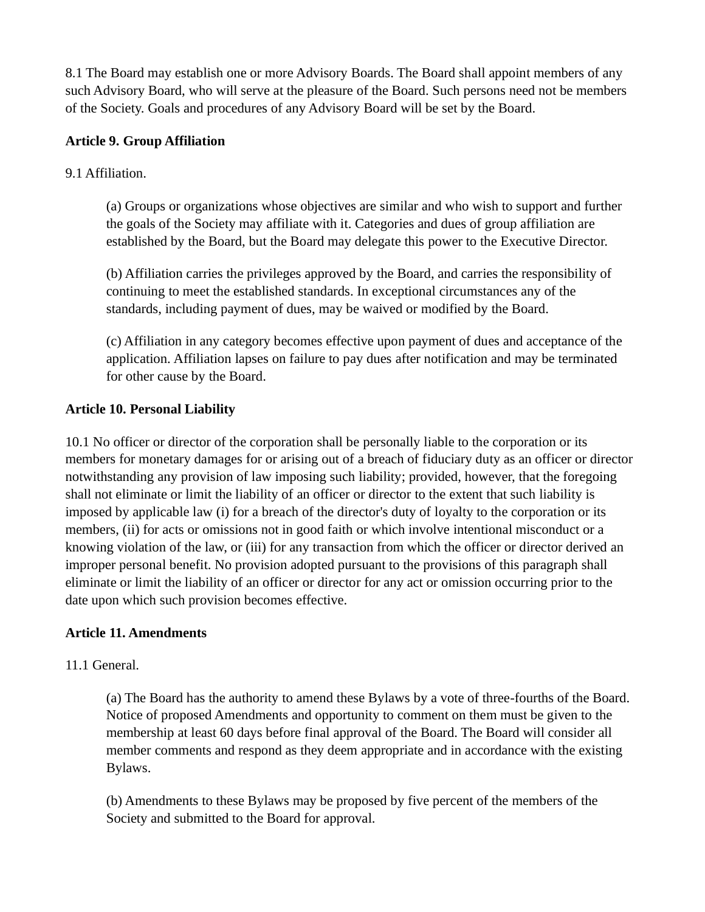8.1 The Board may establish one or more Advisory Boards. The Board shall appoint members of any such Advisory Board, who will serve at the pleasure of the Board. Such persons need not be members of the Society. Goals and procedures of any Advisory Board will be set by the Board.

**Article 9. Group Affiliation**

9.1 Affiliation.

(a) Groups or organizations whose objectives are similar and who wish to support and further the goals of the Society may affiliate with it. Categories and dues of group affiliation are established by the Board, but the Board may delegate this power to the Executive Director.

(b) Affiliation carries the privileges approved by the Board, and carries the responsibility of continuing to meet the established standards. In exceptional circumstances any of the standards, including payment of dues, may be waived or modified by the Board.

(c) Affiliation in any category becomes effective upon payment of dues and acceptance of the application. Affiliation lapses on failure to pay dues after notification and may be terminated for other cause by the Board.

**Article 10. Personal Liability**

10.1 No officer or director of the corporation shall be personally liable to the corporation or its members for monetary damages for or arising out of a breach of fiduciary duty as an officer or director notwithstanding any provision of law imposing such liability; provided, however, that the foregoing shall not eliminate or limit the liability of an officer or director to the extent that such liability is imposed by applicable law (i) for a breach of the director's duty of loyalty to the corporation or its members, (ii) for acts or omissions not in good faith or which involve intentional misconduct or a knowing violation of the law, or (iii) for any transaction from which the officer or director derived an improper personal benefit. No provision adopted pursuant to the provisions of this paragraph shall eliminate or limit the liability of an officer or director for any act or omission occurring prior to the date upon which such provision becomes effective.

**Article 11. Amendments**

11.1 General.

(a) The Board has the authority to amend these Bylaws by a vote of three-fourths of the Board. Notice of proposed Amendments and opportunity to comment on them must be given to the membership at least 60 days before final approval of the Board. The Board will consider all member comments and respond as they deem appropriate and in accordance with the existing Bylaws.

(b) Amendments to these Bylaws may be proposed by five percent of the members of the Society and submitted to the Board for approval.